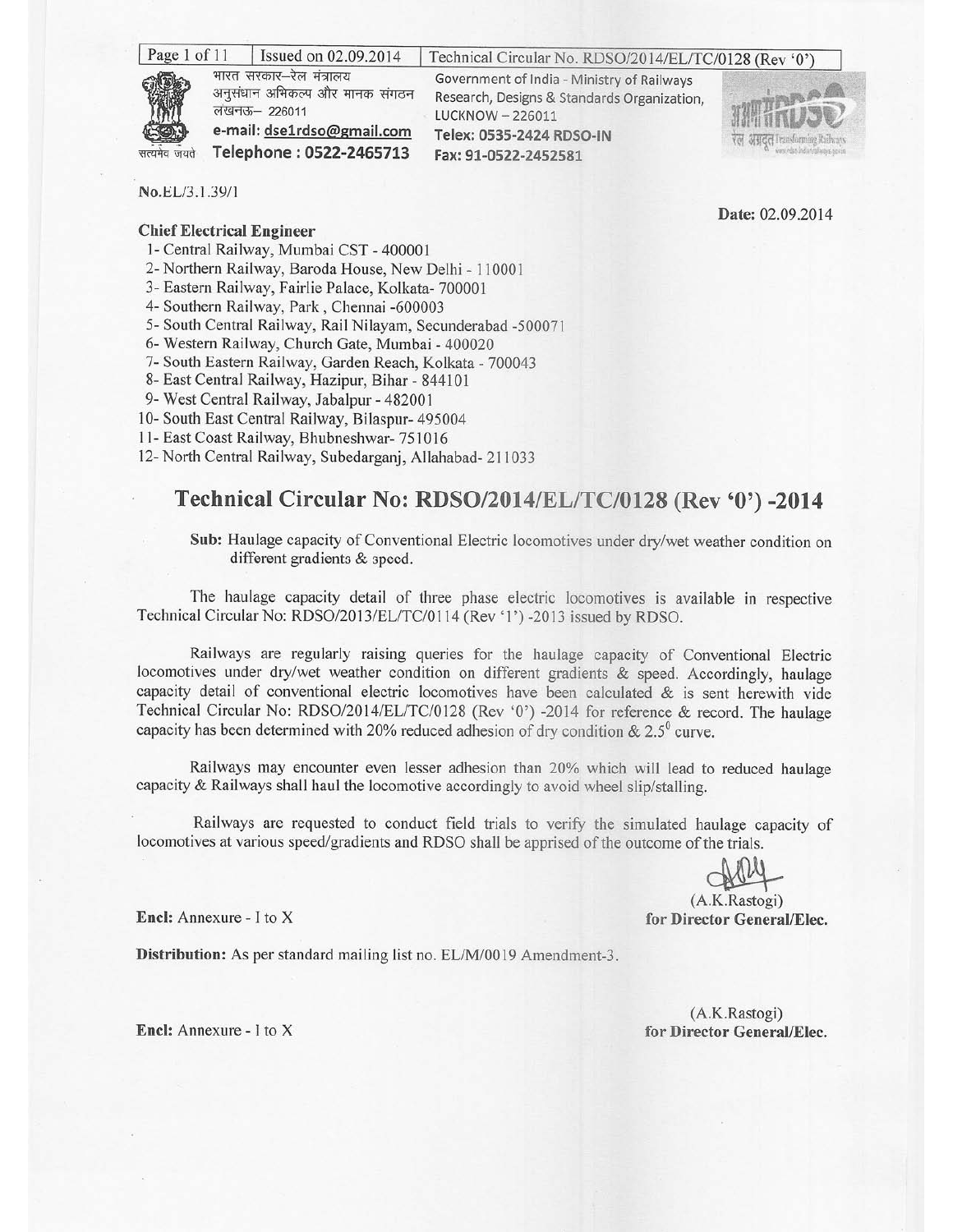भारत सरकार–रेल मंत्रालय
अनुसंधान अभिकल्प और मानक संगठन
लखनऊ– 226011
e-mail: dse1rdso@gmail.com
Telephone : 0522-2465713

Government of India - Ministry of Railways
Research, Designs & Standards Organization,
LUCKNOW – 226011
Telex: 0535-2424 RDSO-IN
Fax: 91-0522-2452581

No.EL/3.1.39/1

Date: 02.09.2014

**Chief Electrical Engineer**

1- Central Railway, Mumbai CST - 400001
2- Northern Railway, Baroda House, New Delhi - 110001
3- Eastern Railway, Fairlie Palace, Kolkata- 700001
4- Southern Railway, Park, Chennai -600003
5- South Central Railway, Rail Nilayam, Secunderabad -500071
6- Western Railway, Church Gate, Mumbai - 400020
7- South Eastern Railway, Garden Reach, Kolkata - 700043
8- East Central Railway, Hazipur, Bihar - 844101
9- West Central Railway, Jabalpur - 482001
10- South East Central Railway, Bilaspur- 495004
11- East Coast Railway, Bhubneshwar- 751016
12- North Central Railway, Subedarganj, Allahabad- 211033

## Technical Circular No: RDSO/2014/EL/TC/0128 (Rev '0') -2014

**Sub:** Haulage capacity of Conventional Electric locomotives under dry/wet weather condition on different gradients & speed.

The haulage capacity detail of three phase electric locomotives is available in respective Technical Circular No: RDSO/2013/EL/TC/0114 (Rev '1') -2013 issued by RDSO.

Railways are regularly raising queries for the haulage capacity of Conventional Electric locomotives under dry/wet weather condition on different gradients & speed. Accordingly, haulage capacity detail of conventional electric locomotives have been calculated & is sent herewith vide Technical Circular No: RDSO/2014/EL/TC/0128 (Rev '0') -2014 for reference & record. The haulage capacity has been determined with 20% reduced adhesion of dry condition & $2.5^0$ curve.

Railways may encounter even lesser adhesion than 20% which will lead to reduced haulage capacity & Railways shall haul the locomotive accordingly to avoid wheel slip/stalling.

Railways are requested to conduct field trials to verify the simulated haulage capacity of locomotives at various speed/gradients and RDSO shall be apprised of the outcome of the trials.

(A.K.Rastogi)
**for Director General/Elec.**

**Encl:** Annexure - I to X

**Distribution:** As per standard mailing list no. EL/M/0019 Amendment-3.

(A.K.Rastogi)
**for Director General/Elec.**

**Encl:** Annexure - I to X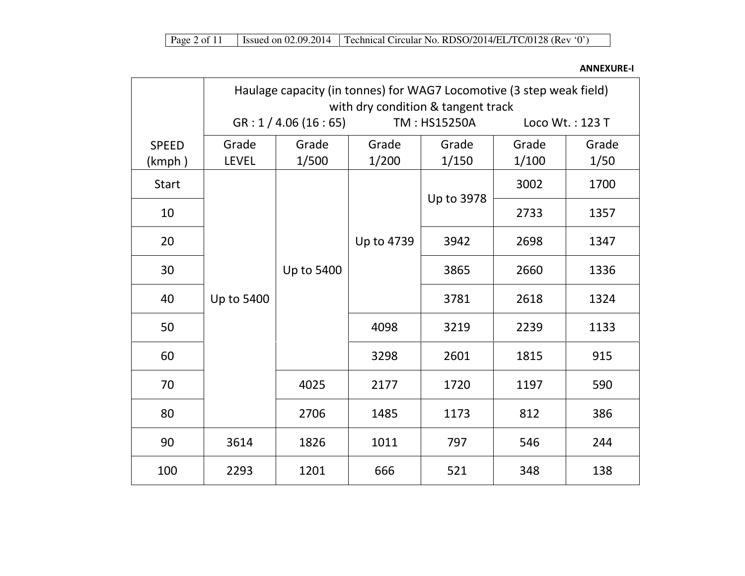**ANNEXURE-I**

| SPEED (kmph) | Haulage capacity (in tonnes) for WAG7 Locomotive (3 step weak field) with dry condition & tangent track GR : 1 / 4.06 (16 : 65) TM : HS15250A Loco Wt. : 123 T | | | | | |
|---|---|---|---|---|---|---|
| | Grade LEVEL | Grade 1/500 | Grade 1/200 | Grade 1/150 | Grade 1/100 | Grade 1/50 |
| Start | Up to 5400 | Up to 5400 | Up to 4739 | Up to 3978 | 3002 | 1700 |
| 10 | | | | | 2733 | 1357 |
| 20 | | | | 3942 | 2698 | 1347 |
| 30 | | | | 3865 | 2660 | 1336 |
| 40 | | | | 3781 | 2618 | 1324 |
| 50 | | | 4098 | 3219 | 2239 | 1133 |
| 60 | | | 3298 | 2601 | 1815 | 915 |
| 70 | | 4025 | 2177 | 1720 | 1197 | 590 |
| 80 | | 2706 | 1485 | 1173 | 812 | 386 |
| 90 | 3614 | 1826 | 1011 | 797 | 546 | 244 |
| 100 | 2293 | 1201 | 666 | 521 | 348 | 138 |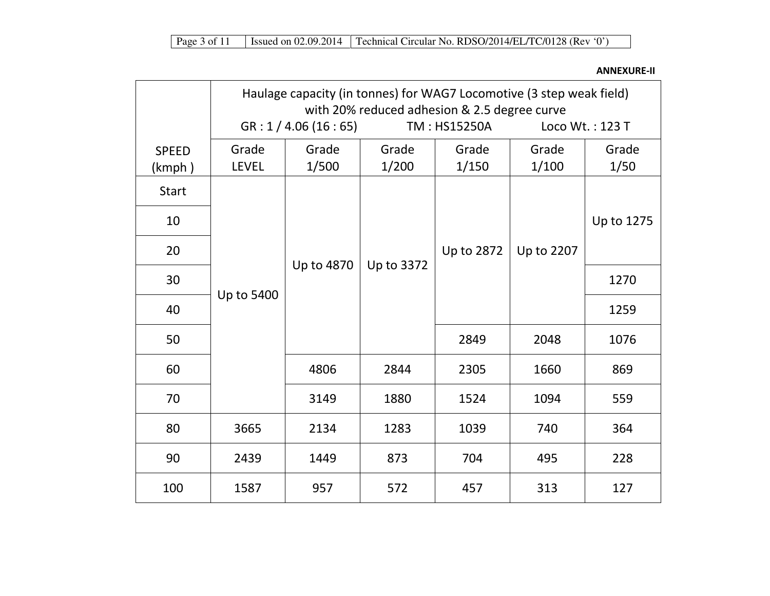**ANNEXURE-II**

| SPEED (kmph) | Haulage capacity (in tonnes) for WAG7 Locomotive (3 step weak field) with 20% reduced adhesion & 2.5 degree curve GR : 1 / 4.06 (16 : 65) TM : HS15250A Loco Wt. : 123 T | | | | | |
|---|---|---|---|---|---|---|
| | Grade LEVEL | Grade 1/500 | Grade 1/200 | Grade 1/150 | Grade 1/100 | Grade 1/50 |
| Start | Up to 5400 | Up to 4870 | Up to 3372 | Up to 2872 | Up to 2207 | Up to 1275 |
| 10 | | | | | | |
| 20 | | | | | | |
| 30 | | | | | | 1270 |
| 40 | | | | | | 1259 |
| 50 | | | | 2849 | 2048 | 1076 |
| 60 | | 4806 | 2844 | 2305 | 1660 | 869 |
| 70 | | 3149 | 1880 | 1524 | 1094 | 559 |
| 80 | 3665 | 2134 | 1283 | 1039 | 740 | 364 |
| 90 | 2439 | 1449 | 873 | 704 | 495 | 228 |
| 100 | 1587 | 957 | 572 | 457 | 313 | 127 |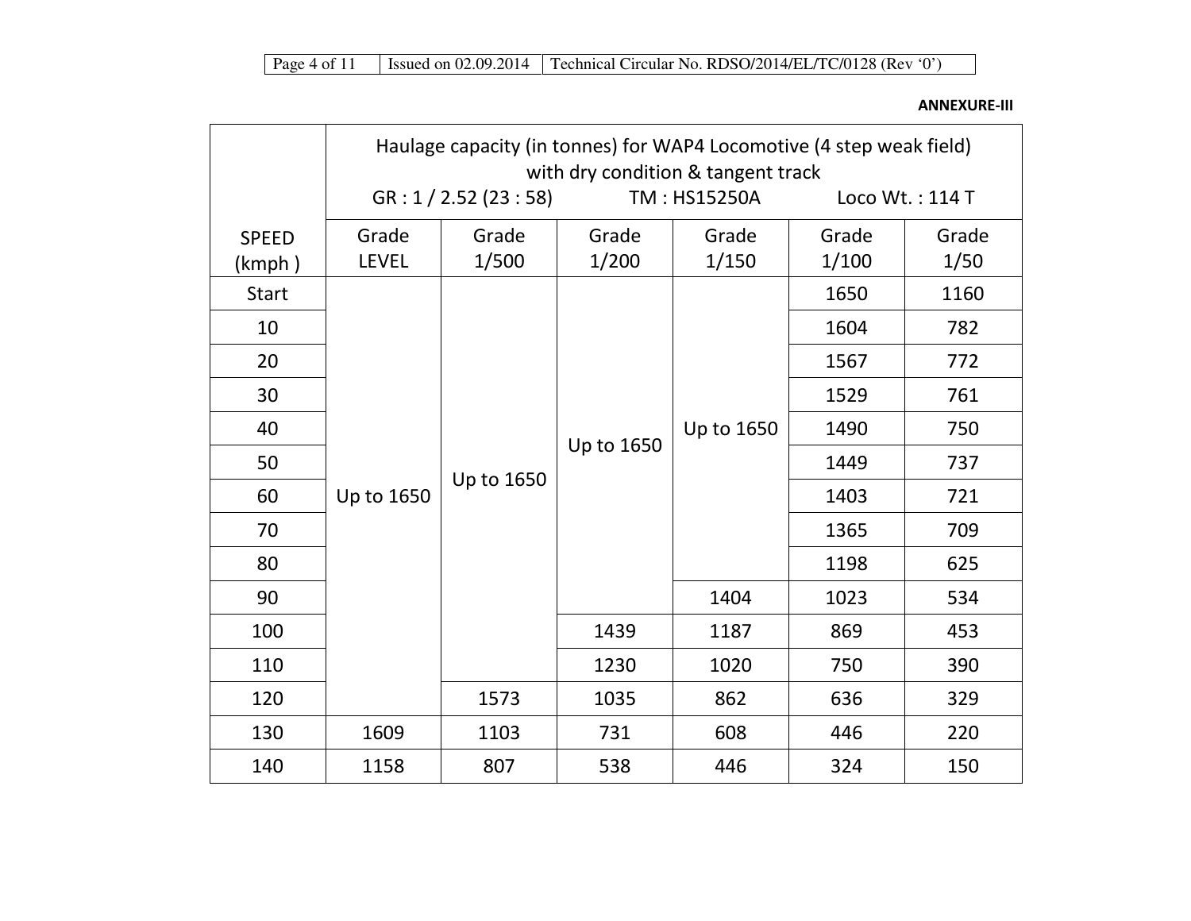**ANNEXURE-III**

| SPEED (kmph ) | Haulage capacity (in tonnes) for WAP4 Locomotive (4 step weak field) with dry condition & tangent track GR : 1 / 2.52 (23 : 58) TM : HS15250A Loco Wt. : 114 T | | | | | |
|---|---|---|---|---|---|---|
| | Grade LEVEL | Grade 1/500 | Grade 1/200 | Grade 1/150 | Grade 1/100 | Grade 1/50 |
| Start | Up to 1650 | Up to 1650 | Up to 1650 | Up to 1650 | 1650 | 1160 |
| 10 | Up to 1650 | Up to 1650 | Up to 1650 | Up to 1650 | 1604 | 782 |
| 20 | Up to 1650 | Up to 1650 | Up to 1650 | Up to 1650 | 1567 | 772 |
| 30 | Up to 1650 | Up to 1650 | Up to 1650 | Up to 1650 | 1529 | 761 |
| 40 | Up to 1650 | Up to 1650 | Up to 1650 | Up to 1650 | 1490 | 750 |
| 50 | Up to 1650 | Up to 1650 | Up to 1650 | Up to 1650 | 1449 | 737 |
| 60 | Up to 1650 | Up to 1650 | Up to 1650 | Up to 1650 | 1403 | 721 |
| 70 | Up to 1650 | Up to 1650 | Up to 1650 | Up to 1650 | 1365 | 709 |
| 80 | Up to 1650 | Up to 1650 | Up to 1650 | Up to 1650 | 1198 | 625 |
| 90 | Up to 1650 | Up to 1650 | Up to 1650 | 1404 | 1023 | 534 |
| 100 | Up to 1650 | Up to 1650 | 1439 | 1187 | 869 | 453 |
| 110 | Up to 1650 | Up to 1650 | 1230 | 1020 | 750 | 390 |
| 120 | Up to 1650 | 1573 | 1035 | 862 | 636 | 329 |
| 130 | 1609 | 1103 | 731 | 608 | 446 | 220 |
| 140 | 1158 | 807 | 538 | 446 | 324 | 150 |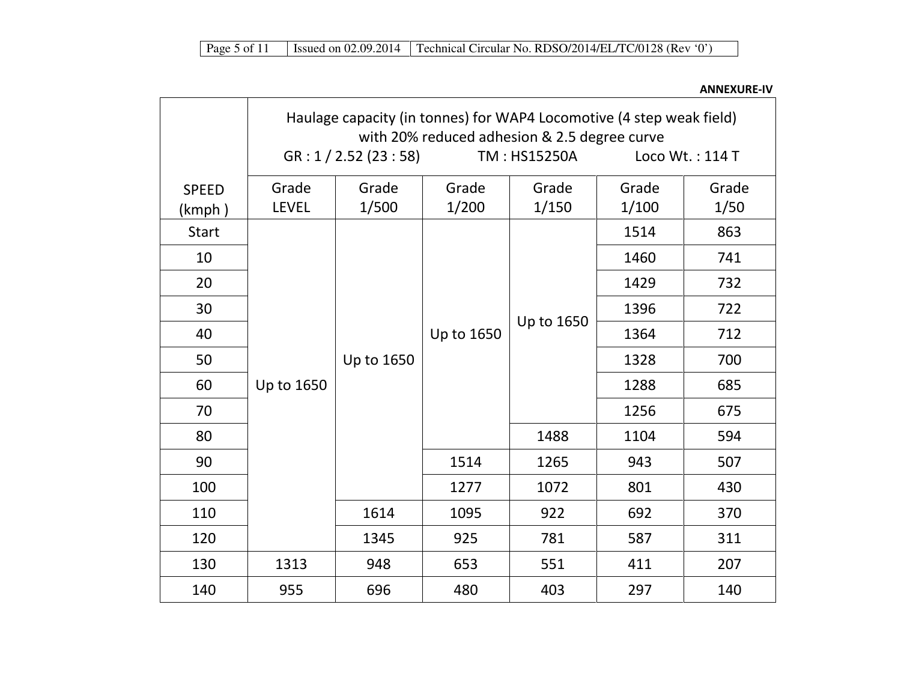**ANNEXURE-IV**

| SPEED (kmph ) | Haulage capacity (in tonnes) for WAP4 Locomotive (4 step weak field) with 20% reduced adhesion & 2.5 degree curve GR : 1 / 2.52 (23 : 58) TM : HS15250A Loco Wt. : 114 T | | | | | |
|---|---|---|---|---|---|---|
| | Grade LEVEL | Grade 1/500 | Grade 1/200 | Grade 1/150 | Grade 1/100 | Grade 1/50 |
| Start | Up to 1650 | Up to 1650 | Up to 1650 | Up to 1650 | 1514 | 863 |
| 10 | | | | | 1460 | 741 |
| 20 | | | | | 1429 | 732 |
| 30 | | | | | 1396 | 722 |
| 40 | | | | | 1364 | 712 |
| 50 | | | | | 1328 | 700 |
| 60 | | | | | 1288 | 685 |
| 70 | | | | | 1256 | 675 |
| 80 | | | | 1488 | 1104 | 594 |
| 90 | | | 1514 | 1265 | 943 | 507 |
| 100 | | | 1277 | 1072 | 801 | 430 |
| 110 | | 1614 | 1095 | 922 | 692 | 370 |
| 120 | | 1345 | 925 | 781 | 587 | 311 |
| 130 | 1313 | 948 | 653 | 551 | 411 | 207 |
| 140 | 955 | 696 | 480 | 403 | 297 | 140 |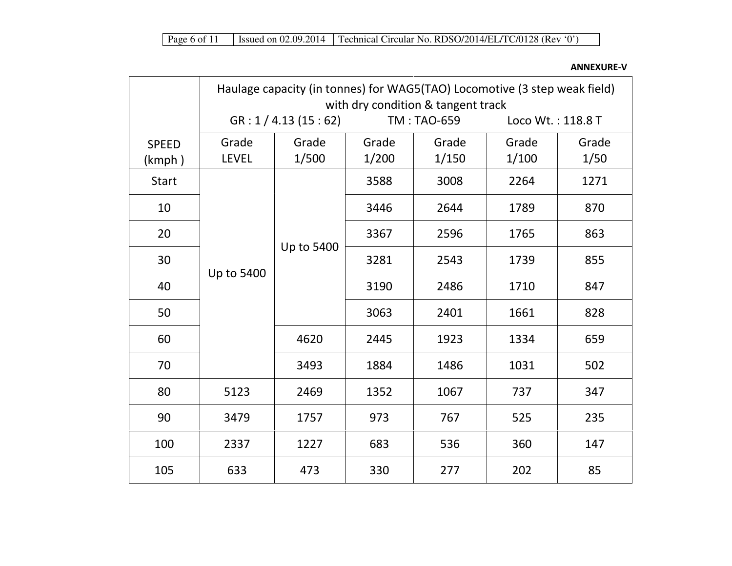**ANNEXURE-V**

| SPEED (kmph ) | Haulage capacity (in tonnes) for WAG5(TAO) Locomotive (3 step weak field) with dry condition & tangent track GR : 1 / 4.13 (15 : 62) TM : TAO-659 Loco Wt. : 118.8 T | | | | | |
|---|---|---|---|---|---|---|
| | Grade LEVEL | Grade 1/500 | Grade 1/200 | Grade 1/150 | Grade 1/100 | Grade 1/50 |
| Start | Up to 5400 | Up to 5400 | 3588 | 3008 | 2264 | 1271 |
| 10 | | | 3446 | 2644 | 1789 | 870 |
| 20 | | | 3367 | 2596 | 1765 | 863 |
| 30 | | | 3281 | 2543 | 1739 | 855 |
| 40 | | | 3190 | 2486 | 1710 | 847 |
| 50 | | | 3063 | 2401 | 1661 | 828 |
| 60 | | 4620 | 2445 | 1923 | 1334 | 659 |
| 70 | | 3493 | 1884 | 1486 | 1031 | 502 |
| 80 | 5123 | 2469 | 1352 | 1067 | 737 | 347 |
| 90 | 3479 | 1757 | 973 | 767 | 525 | 235 |
| 100 | 2337 | 1227 | 683 | 536 | 360 | 147 |
| 105 | 633 | 473 | 330 | 277 | 202 | 85 |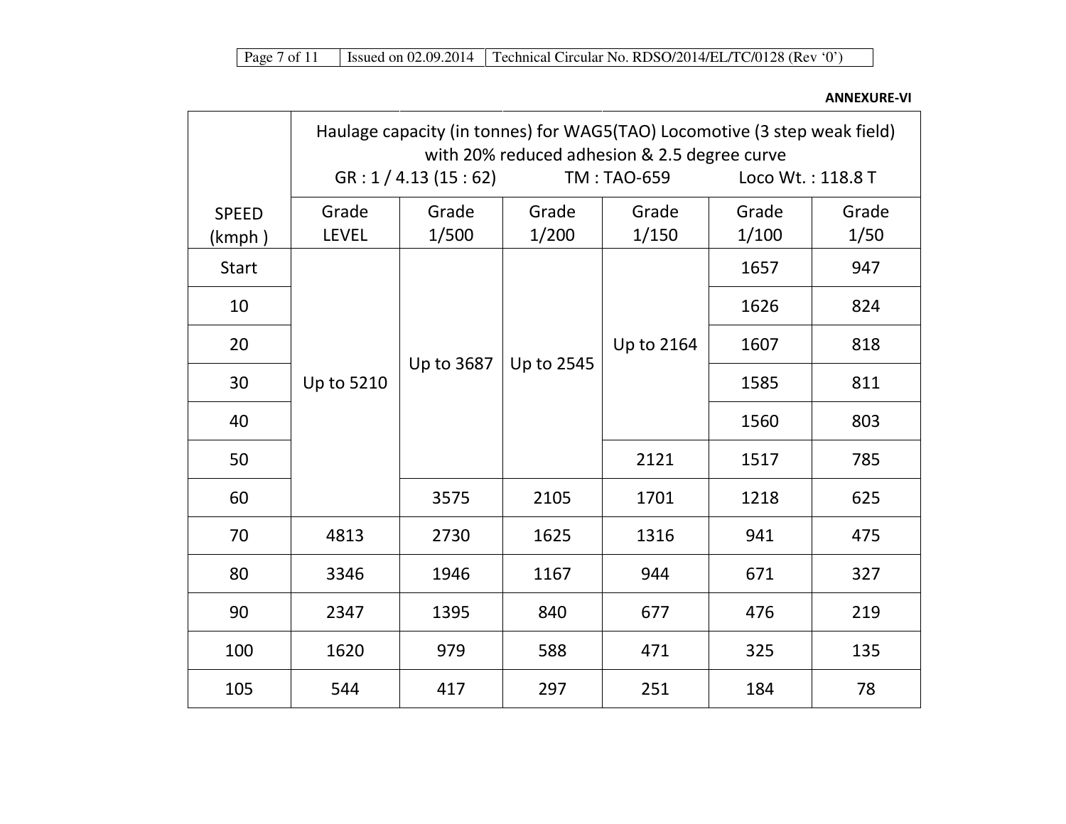**ANNEXURE-VI**

| SPEED (kmph ) | Haulage capacity (in tonnes) for WAG5(TAO) Locomotive (3 step weak field) with 20% reduced adhesion & 2.5 degree curve<br>GR : 1 / 4.13 (15 : 62) TM : TAO-659 Loco Wt. : 118.8 T | | | | | |
|---|---|---|---|---|---|---|
| | Grade LEVEL | Grade 1/500 | Grade 1/200 | Grade 1/150 | Grade 1/100 | Grade 1/50 |
| Start | Up to 5210 | Up to 3687 | Up to 2545 | Up to 2164 | 1657 | 947 |
| 10 | | | | | 1626 | 824 |
| 20 | | | | | 1607 | 818 |
| 30 | | | | | 1585 | 811 |
| 40 | | | | | 1560 | 803 |
| 50 | | | | 2121 | 1517 | 785 |
| 60 | | 3575 | 2105 | 1701 | 1218 | 625 |
| 70 | 4813 | 2730 | 1625 | 1316 | 941 | 475 |
| 80 | 3346 | 1946 | 1167 | 944 | 671 | 327 |
| 90 | 2347 | 1395 | 840 | 677 | 476 | 219 |
| 100 | 1620 | 979 | 588 | 471 | 325 | 135 |
| 105 | 544 | 417 | 297 | 251 | 184 | 78 |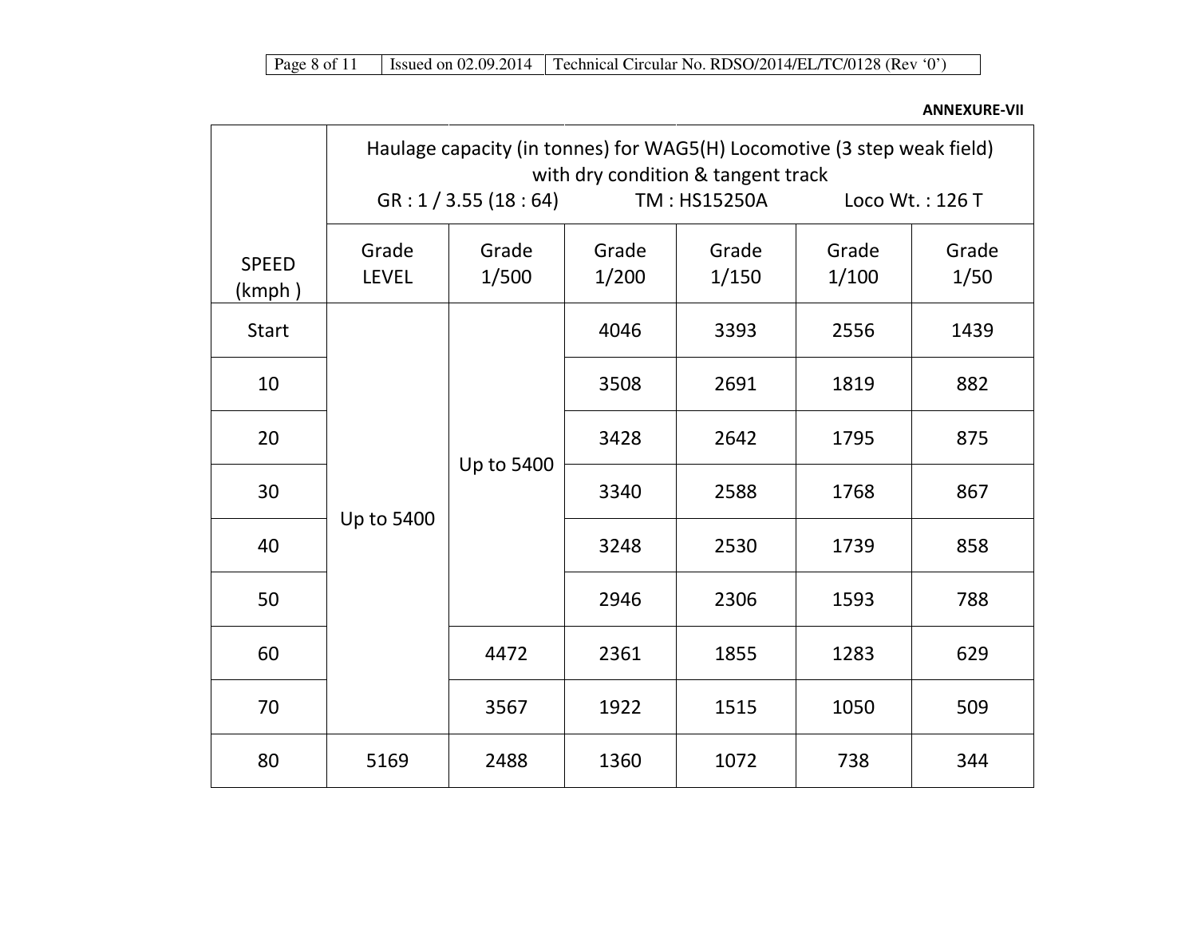**ANNEXURE-VII**

| SPEED (kmph ) | Haulage capacity (in tonnes) for WAG5(H) Locomotive (3 step weak field) with dry condition & tangent track GR : 1 / 3.55 (18 : 64) TM : HS15250A Loco Wt. : 126 T | | | | | |
|---|---|---|---|---|---|---|
| | Grade LEVEL | Grade 1/500 | Grade 1/200 | Grade 1/150 | Grade 1/100 | Grade 1/50 |
| Start | Up to 5400 | Up to 5400 | 4046 | 3393 | 2556 | 1439 |
| 10 | | | 3508 | 2691 | 1819 | 882 |
| 20 | | | 3428 | 2642 | 1795 | 875 |
| 30 | | | 3340 | 2588 | 1768 | 867 |
| 40 | | | 3248 | 2530 | 1739 | 858 |
| 50 | | | 2946 | 2306 | 1593 | 788 |
| 60 | | 4472 | 2361 | 1855 | 1283 | 629 |
| 70 | | 3567 | 1922 | 1515 | 1050 | 509 |
| 80 | 5169 | 2488 | 1360 | 1072 | 738 | 344 |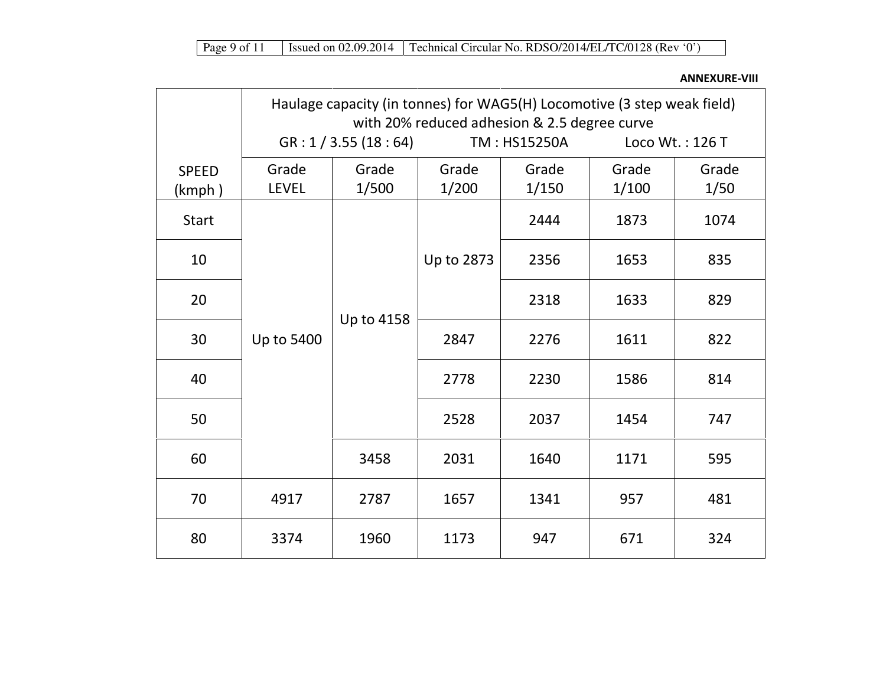**ANNEXURE-VIII**

| SPEED (kmph ) | Haulage capacity (in tonnes) for WAG5(H) Locomotive (3 step weak field) with 20% reduced adhesion & 2.5 degree curve GR : 1 / 3.55 (18 : 64) TM : HS15250A Loco Wt. : 126 T | | | | | |
|---|---|---|---|---|---|---|
| | Grade LEVEL | Grade 1/500 | Grade 1/200 | Grade 1/150 | Grade 1/100 | Grade 1/50 |
| Start | Up to 5400 | Up to 4158 | Up to 2873 | 2444 | 1873 | 1074 |
| 10 | | | | 2356 | 1653 | 835 |
| 20 | | | | 2318 | 1633 | 829 |
| 30 | | | 2847 | 2276 | 1611 | 822 |
| 40 | | | 2778 | 2230 | 1586 | 814 |
| 50 | | | 2528 | 2037 | 1454 | 747 |
| 60 | | 3458 | 2031 | 1640 | 1171 | 595 |
| 70 | 4917 | 2787 | 1657 | 1341 | 957 | 481 |
| 80 | 3374 | 1960 | 1173 | 947 | 671 | 324 |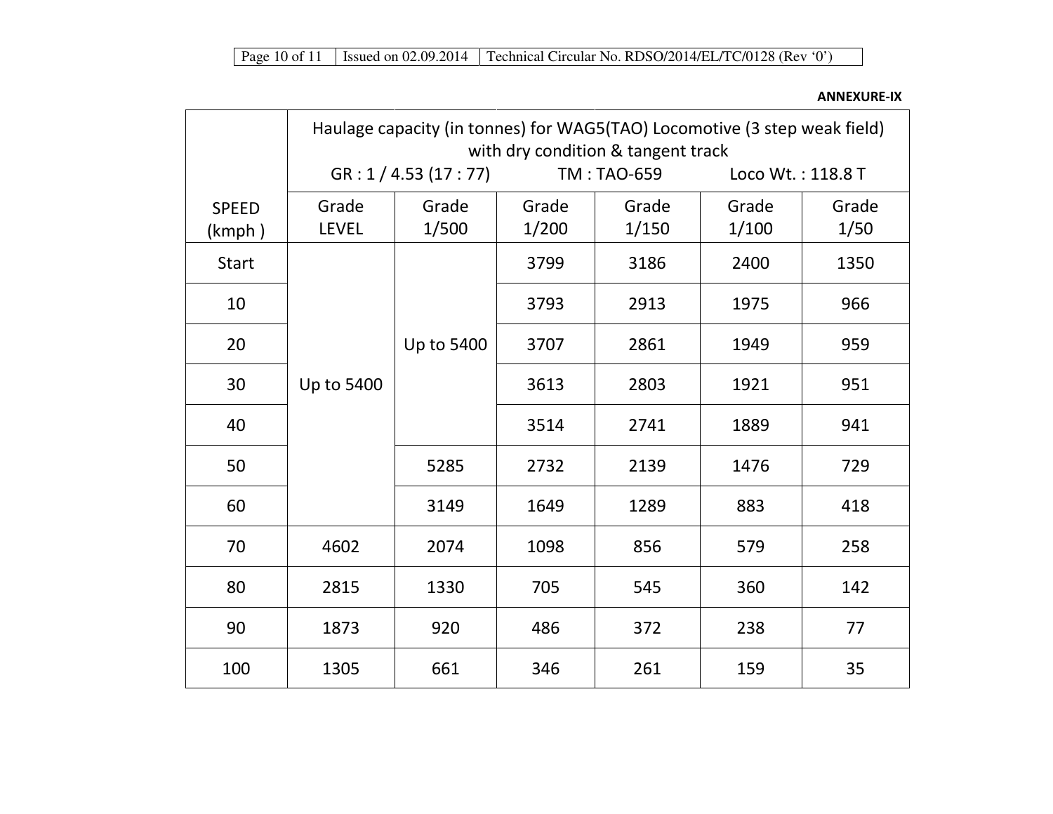**ANNEXURE-IX**

| SPEED (kmph ) | Haulage capacity (in tonnes) for WAG5(TAO) Locomotive (3 step weak field) with dry condition & tangent track<br>GR : 1 / 4.53 (17 : 77) TM : TAO-659 Loco Wt. : 118.8 T | | | | | |
|---|---|---|---|---|---|---|
| | Grade LEVEL | Grade 1/500 | Grade 1/200 | Grade 1/150 | Grade 1/100 | Grade 1/50 |
| Start | Up to 5400 | Up to 5400 | 3799 | 3186 | 2400 | 1350 |
| 10 | | | 3793 | 2913 | 1975 | 966 |
| 20 | | | 3707 | 2861 | 1949 | 959 |
| 30 | | | 3613 | 2803 | 1921 | 951 |
| 40 | | | 3514 | 2741 | 1889 | 941 |
| 50 | | 5285 | 2732 | 2139 | 1476 | 729 |
| 60 | | 3149 | 1649 | 1289 | 883 | 418 |
| 70 | 4602 | 2074 | 1098 | 856 | 579 | 258 |
| 80 | 2815 | 1330 | 705 | 545 | 360 | 142 |
| 90 | 1873 | 920 | 486 | 372 | 238 | 77 |
| 100 | 1305 | 661 | 346 | 261 | 159 | 35 |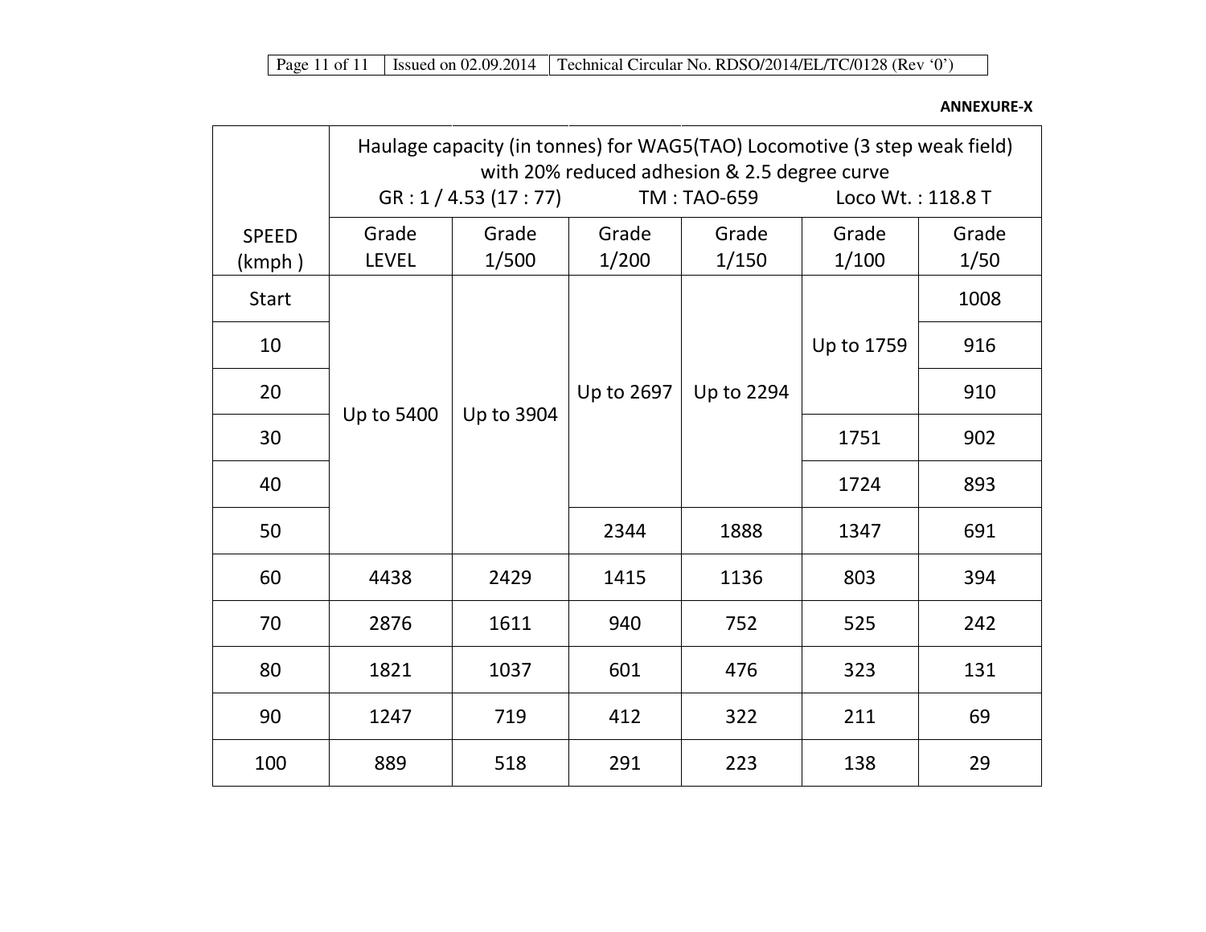**ANNEXURE-X**

| SPEED (kmph ) | Haulage capacity (in tonnes) for WAG5(TAO) Locomotive (3 step weak field) with 20% reduced adhesion & 2.5 degree curve GR : 1 / 4.53 (17 : 77) TM : TAO-659 Loco Wt. : 118.8 T | | | | | |
|---|---|---|---|---|---|---|
| | Grade LEVEL | Grade 1/500 | Grade 1/200 | Grade 1/150 | Grade 1/100 | Grade 1/50 |
| Start | Up to 5400 | Up to 3904 | Up to 2697 | Up to 2294 | Up to 1759 | 1008 |
| 10 | | | | | | 916 |
| 20 | | | | | | 910 |
| 30 | | | | | 1751 | 902 |
| 40 | | | | | 1724 | 893 |
| 50 | | | 2344 | 1888 | 1347 | 691 |
| 60 | 4438 | 2429 | 1415 | 1136 | 803 | 394 |
| 70 | 2876 | 1611 | 940 | 752 | 525 | 242 |
| 80 | 1821 | 1037 | 601 | 476 | 323 | 131 |
| 90 | 1247 | 719 | 412 | 322 | 211 | 69 |
| 100 | 889 | 518 | 291 | 223 | 138 | 29 |